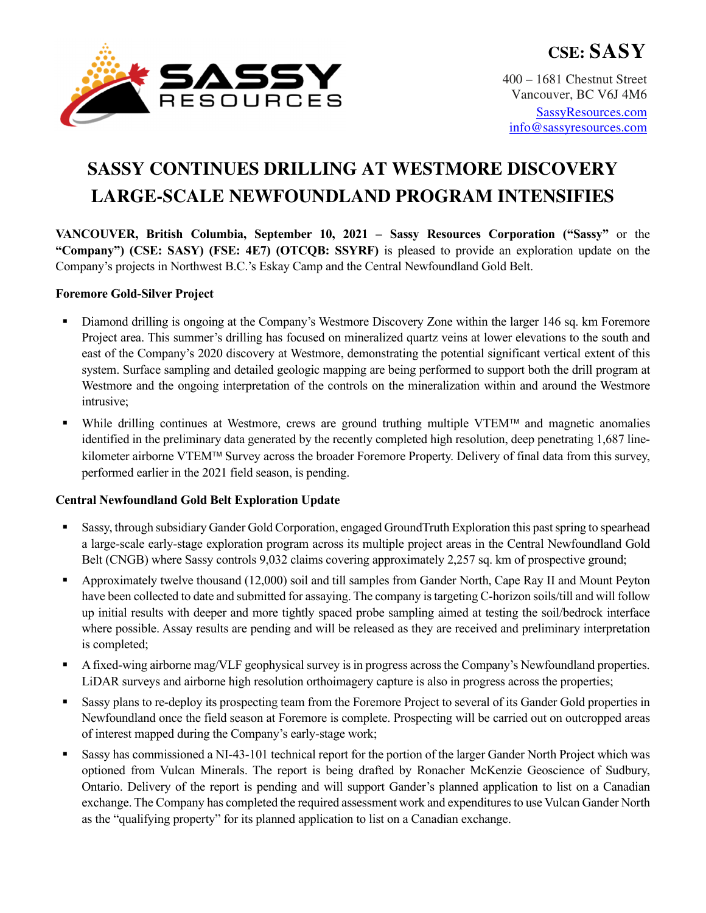CSE: SASSY

400 – 1681 Chestnut Street
Vancouver, BC V6J 4M6
SassyResources.com
info@sassyresources.com

# SASSY CONTINUES DRILLING AT WESTMORE DISCOVERY LARGE-SCALE NEWFOUNDLAND PROGRAM INTENSIFIES

**VANCOUVER, British Columbia, September 10, 2021 – Sassy Resources Corporation ("Sassy"** or the **"Company") (CSE: SASY) (FSE: 4E7) (OTCQB: SSYRF)** is pleased to provide an exploration update on the Company's projects in Northwest B.C.'s Eskay Camp and the Central Newfoundland Gold Belt.

**Foremore Gold-Silver Project**

- Diamond drilling is ongoing at the Company's Westmore Discovery Zone within the larger 146 sq. km Foremore Project area. This summer's drilling has focused on mineralized quartz veins at lower elevations to the south and east of the Company's 2020 discovery at Westmore, demonstrating the potential significant vertical extent of this system. Surface sampling and detailed geologic mapping are being performed to support both the drill program at Westmore and the ongoing interpretation of the controls on the mineralization within and around the Westmore intrusive;
- While drilling continues at Westmore, crews are ground truthing multiple VTEM™ and magnetic anomalies identified in the preliminary data generated by the recently completed high resolution, deep penetrating 1,687 line-kilometer airborne VTEM™ Survey across the broader Foremore Property. Delivery of final data from this survey, performed earlier in the 2021 field season, is pending.

**Central Newfoundland Gold Belt Exploration Update**

- Sassy, through subsidiary Gander Gold Corporation, engaged GroundTruth Exploration this past spring to spearhead a large-scale early-stage exploration program across its multiple project areas in the Central Newfoundland Gold Belt (CNGB) where Sassy controls 9,032 claims covering approximately 2,257 sq. km of prospective ground;
- Approximately twelve thousand (12,000) soil and till samples from Gander North, Cape Ray II and Mount Peyton have been collected to date and submitted for assaying. The company is targeting C-horizon soils/till and will follow up initial results with deeper and more tightly spaced probe sampling aimed at testing the soil/bedrock interface where possible. Assay results are pending and will be released as they are received and preliminary interpretation is completed;
- A fixed-wing airborne mag/VLF geophysical survey is in progress across the Company's Newfoundland properties. LiDAR surveys and airborne high resolution orthoimagery capture is also in progress across the properties;
- Sassy plans to re-deploy its prospecting team from the Foremore Project to several of its Gander Gold properties in Newfoundland once the field season at Foremore is complete. Prospecting will be carried out on outcropped areas of interest mapped during the Company's early-stage work;
- Sassy has commissioned a NI-43-101 technical report for the portion of the larger Gander North Project which was optioned from Vulcan Minerals. The report is being drafted by Ronacher McKenzie Geoscience of Sudbury, Ontario. Delivery of the report is pending and will support Gander's planned application to list on a Canadian exchange. The Company has completed the required assessment work and expenditures to use Vulcan Gander North as the "qualifying property" for its planned application to list on a Canadian exchange.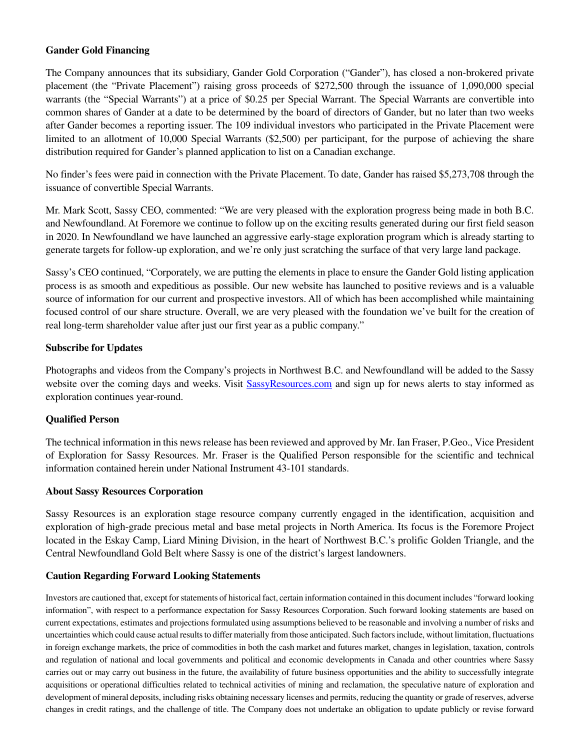**Gander Gold Financing**

The Company announces that its subsidiary, Gander Gold Corporation ("Gander"), has closed a non-brokered private placement (the "Private Placement") raising gross proceeds of $272,500 through the issuance of 1,090,000 special warrants (the "Special Warrants") at a price of $0.25 per Special Warrant. The Special Warrants are convertible into common shares of Gander at a date to be determined by the board of directors of Gander, but no later than two weeks after Gander becomes a reporting issuer. The 109 individual investors who participated in the Private Placement were limited to an allotment of 10,000 Special Warrants ($2,500) per participant, for the purpose of achieving the share distribution required for Gander's planned application to list on a Canadian exchange.

No finder's fees were paid in connection with the Private Placement. To date, Gander has raised $5,273,708 through the issuance of convertible Special Warrants.

Mr. Mark Scott, Sassy CEO, commented: "We are very pleased with the exploration progress being made in both B.C. and Newfoundland. At Foremore we continue to follow up on the exciting results generated during our first field season in 2020. In Newfoundland we have launched an aggressive early-stage exploration program which is already starting to generate targets for follow-up exploration, and we're only just scratching the surface of that very large land package.

Sassy's CEO continued, "Corporately, we are putting the elements in place to ensure the Gander Gold listing application process is as smooth and expeditious as possible. Our new website has launched to positive reviews and is a valuable source of information for our current and prospective investors. All of which has been accomplished while maintaining focused control of our share structure. Overall, we are very pleased with the foundation we've built for the creation of real long-term shareholder value after just our first year as a public company."

**Subscribe for Updates**

Photographs and videos from the Company's projects in Northwest B.C. and Newfoundland will be added to the Sassy website over the coming days and weeks. Visit [SassyResources.com](SassyResources.com) and sign up for news alerts to stay informed as exploration continues year-round.

**Qualified Person**

The technical information in this news release has been reviewed and approved by Mr. Ian Fraser, P.Geo., Vice President of Exploration for Sassy Resources. Mr. Fraser is the Qualified Person responsible for the scientific and technical information contained herein under National Instrument 43-101 standards.

**About Sassy Resources Corporation**

Sassy Resources is an exploration stage resource company currently engaged in the identification, acquisition and exploration of high-grade precious metal and base metal projects in North America. Its focus is the Foremore Project located in the Eskay Camp, Liard Mining Division, in the heart of Northwest B.C.'s prolific Golden Triangle, and the Central Newfoundland Gold Belt where Sassy is one of the district's largest landowners.

**Caution Regarding Forward Looking Statements**

Investors are cautioned that, except for statements of historical fact, certain information contained in this document includes "forward looking information", with respect to a performance expectation for Sassy Resources Corporation. Such forward looking statements are based on current expectations, estimates and projections formulated using assumptions believed to be reasonable and involving a number of risks and uncertainties which could cause actual results to differ materially from those anticipated. Such factors include, without limitation, fluctuations in foreign exchange markets, the price of commodities in both the cash market and futures market, changes in legislation, taxation, controls and regulation of national and local governments and political and economic developments in Canada and other countries where Sassy carries out or may carry out business in the future, the availability of future business opportunities and the ability to successfully integrate acquisitions or operational difficulties related to technical activities of mining and reclamation, the speculative nature of exploration and development of mineral deposits, including risks obtaining necessary licenses and permits, reducing the quantity or grade of reserves, adverse changes in credit ratings, and the challenge of title. The Company does not undertake an obligation to update publicly or revise forward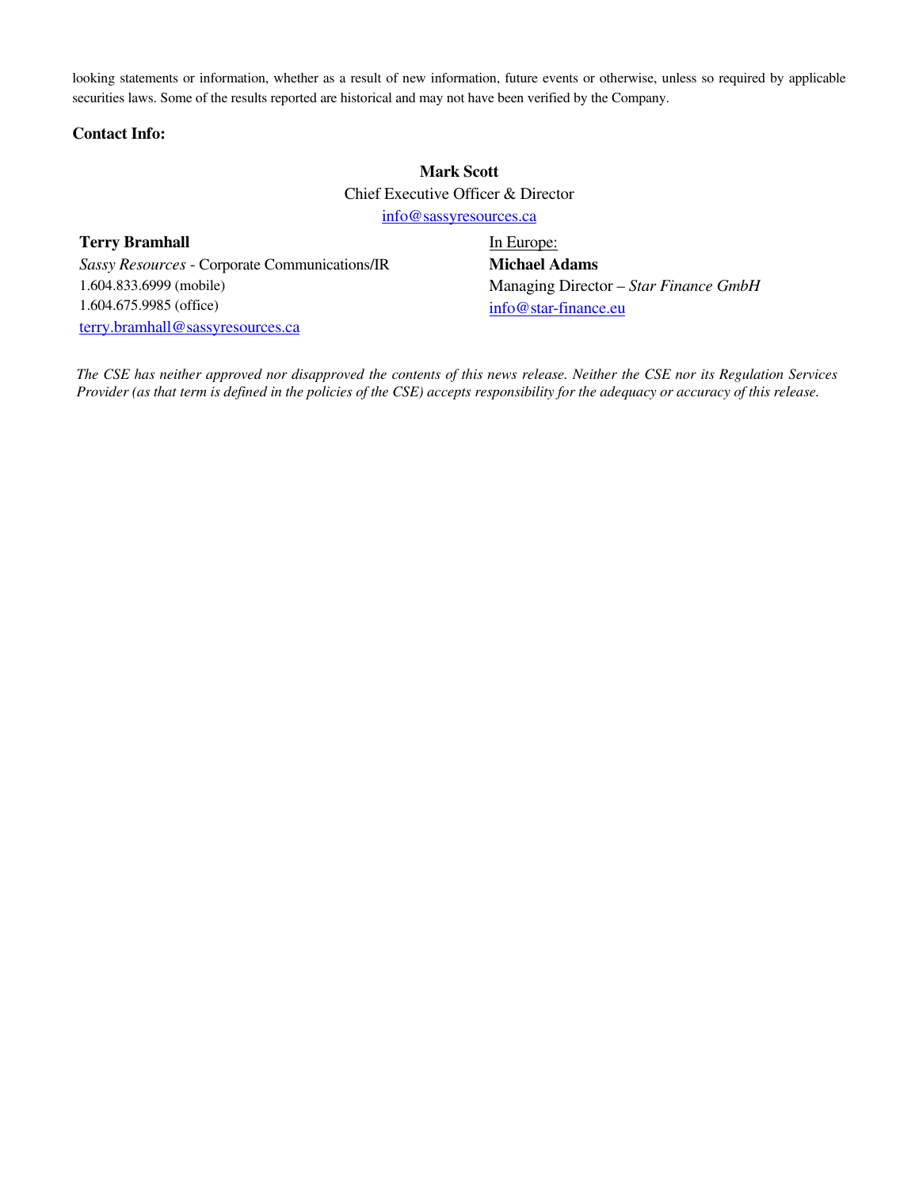looking statements or information, whether as a result of new information, future events or otherwise, unless so required by applicable securities laws. Some of the results reported are historical and may not have been verified by the Company.

**Contact Info:**

**Mark Scott**
Chief Executive Officer & Director
info@sassyresources.ca

**Terry Bramhall**
*Sassy Resources* - Corporate Communications/IR
1.604.833.6999 (mobile)
1.604.675.9985 (office)
terry.bramhall@sassyresources.ca

In Europe:
**Michael Adams**
Managing Director – *Star Finance GmbH*
info@star-finance.eu

*The CSE has neither approved nor disapproved the contents of this news release. Neither the CSE nor its Regulation Services Provider (as that term is defined in the policies of the CSE) accepts responsibility for the adequacy or accuracy of this release.*